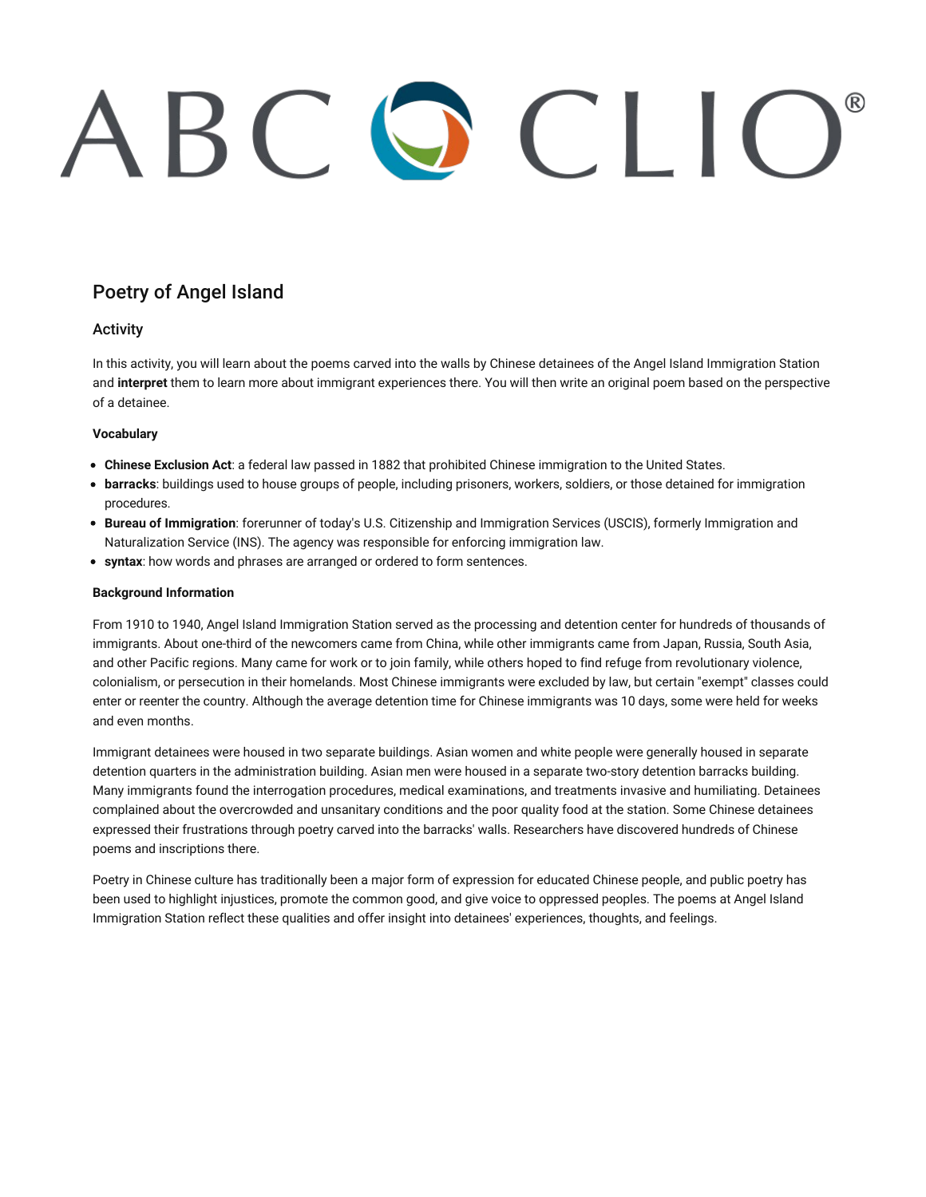# Poetry of Angel Island

## Activity

In this activity, you will learn about the poems carved into the walls by Chinese detainees of the Angel Island Immigration Station and **interpret** them to learn more about immigrant experiences there. You will then write an original poem based on the perspective of a detainee.

### Vocabulary

- **Chinese Exclusion Act**: a federal law passed in 1882 that prohibited Chinese immigration to the United States.
- **barracks**: buildings used to house groups of people, including prisoners, workers, soldiers, or those detained for immigration procedures.
- **Bureau of Immigration**: forerunner of today's U.S. Citizenship and Immigration Services (USCIS), formerly Immigration and Naturalization Service (INS). The agency was responsible for enforcing immigration law.
- **syntax**: how words and phrases are arranged or ordered to form sentences.

### Background Information

From 1910 to 1940, Angel Island Immigration Station served as the processing and detention center for hundreds of thousands of immigrants. About one-third of the newcomers came from China, while other immigrants came from Japan, Russia, South Asia, and other Pacific regions. Many came for work or to join family, while others hoped to find refuge from revolutionary violence, colonialism, or persecution in their homelands. Most Chinese immigrants were excluded by law, but certain "exempt" classes could enter or reenter the country. Although the average detention time for Chinese immigrants was 10 days, some were held for weeks and even months.

Immigrant detainees were housed in two separate buildings. Asian women and white people were generally housed in separate detention quarters in the administration building. Asian men were housed in a separate two-story detention barracks building. Many immigrants found the interrogation procedures, medical examinations, and treatments invasive and humiliating. Detainees complained about the overcrowded and unsanitary conditions and the poor quality food at the station. Some Chinese detainees expressed their frustrations through poetry carved into the barracks' walls. Researchers have discovered hundreds of Chinese poems and inscriptions there.

Poetry in Chinese culture has traditionally been a major form of expression for educated Chinese people, and public poetry has been used to highlight injustices, promote the common good, and give voice to oppressed peoples. The poems at Angel Island Immigration Station reflect these qualities and offer insight into detainees' experiences, thoughts, and feelings.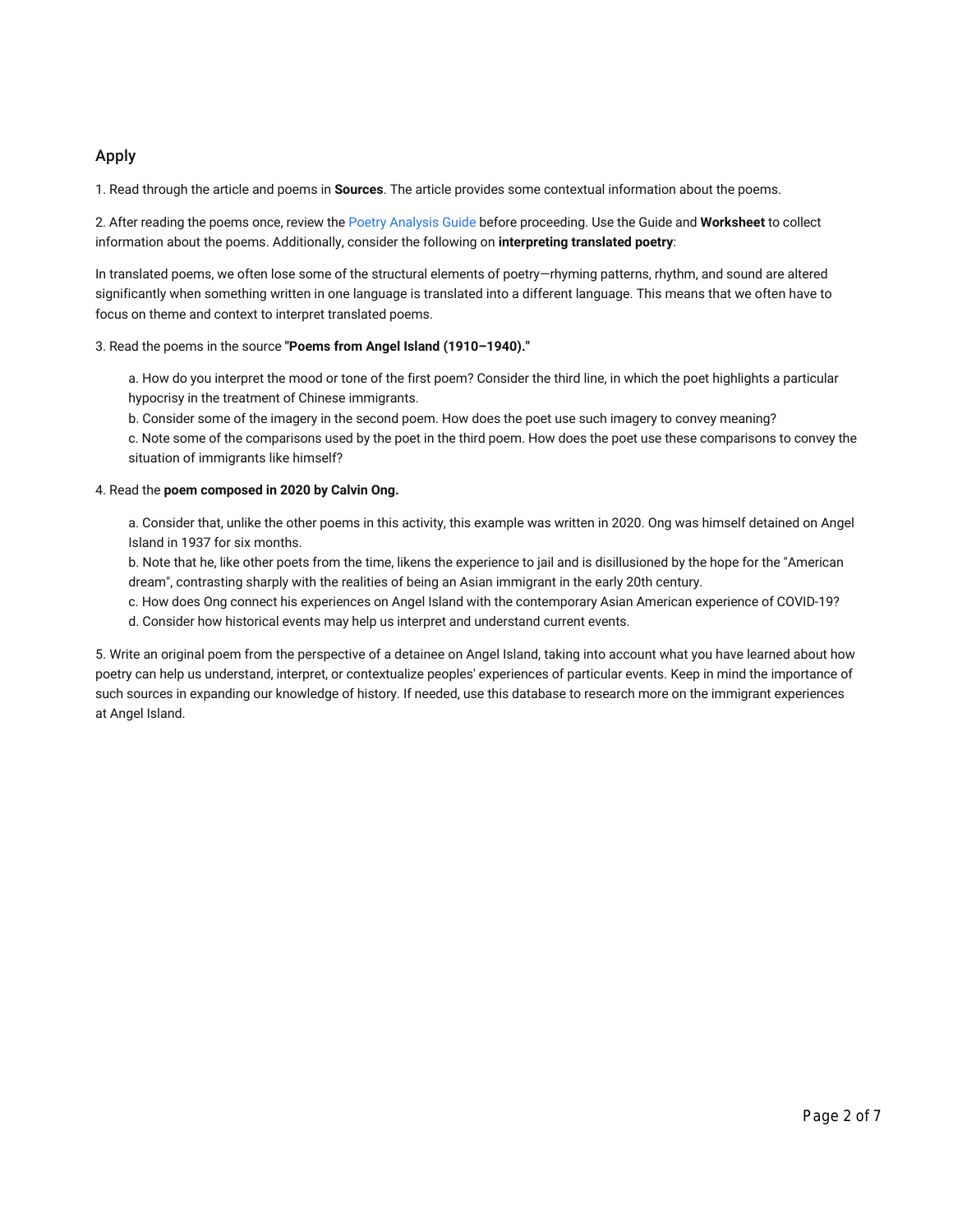## Apply

1. Read through the article and poems in **Sources**. The article provides some contextual information about the poems.

2. After reading the poems once, review the Poetry Analysis Guide before proceeding. Use the Guide and **Worksheet** to collect information about the poems. Additionally, consider the following on **interpreting translated poetry**:

In translated poems, we often lose some of the structural elements of poetry—rhyming patterns, rhythm, and sound are altered significantly when something written in one language is translated into a different language. This means that we often have to focus on theme and context to interpret translated poems.

3. Read the poems in the source **"Poems from Angel Island (1910–1940)."**

    a. How do you interpret the mood or tone of the first poem? Consider the third line, in which the poet highlights a particular hypocrisy in the treatment of Chinese immigrants.
    b. Consider some of the imagery in the second poem. How does the poet use such imagery to convey meaning?
    c. Note some of the comparisons used by the poet in the third poem. How does the poet use these comparisons to convey the situation of immigrants like himself?

4. Read the **poem composed in 2020 by Calvin Ong.**

    a. Consider that, unlike the other poems in this activity, this example was written in 2020. Ong was himself detained on Angel Island in 1937 for six months.
    b. Note that he, like other poets from the time, likens the experience to jail and is disillusioned by the hope for the "American dream", contrasting sharply with the realities of being an Asian immigrant in the early 20th century.
    c. How does Ong connect his experiences on Angel Island with the contemporary Asian American experience of COVID-19?
    d. Consider how historical events may help us interpret and understand current events.

5. Write an original poem from the perspective of a detainee on Angel Island, taking into account what you have learned about how poetry can help us understand, interpret, or contextualize peoples' experiences of particular events. Keep in mind the importance of such sources in expanding our knowledge of history. If needed, use this database to research more on the immigrant experiences at Angel Island.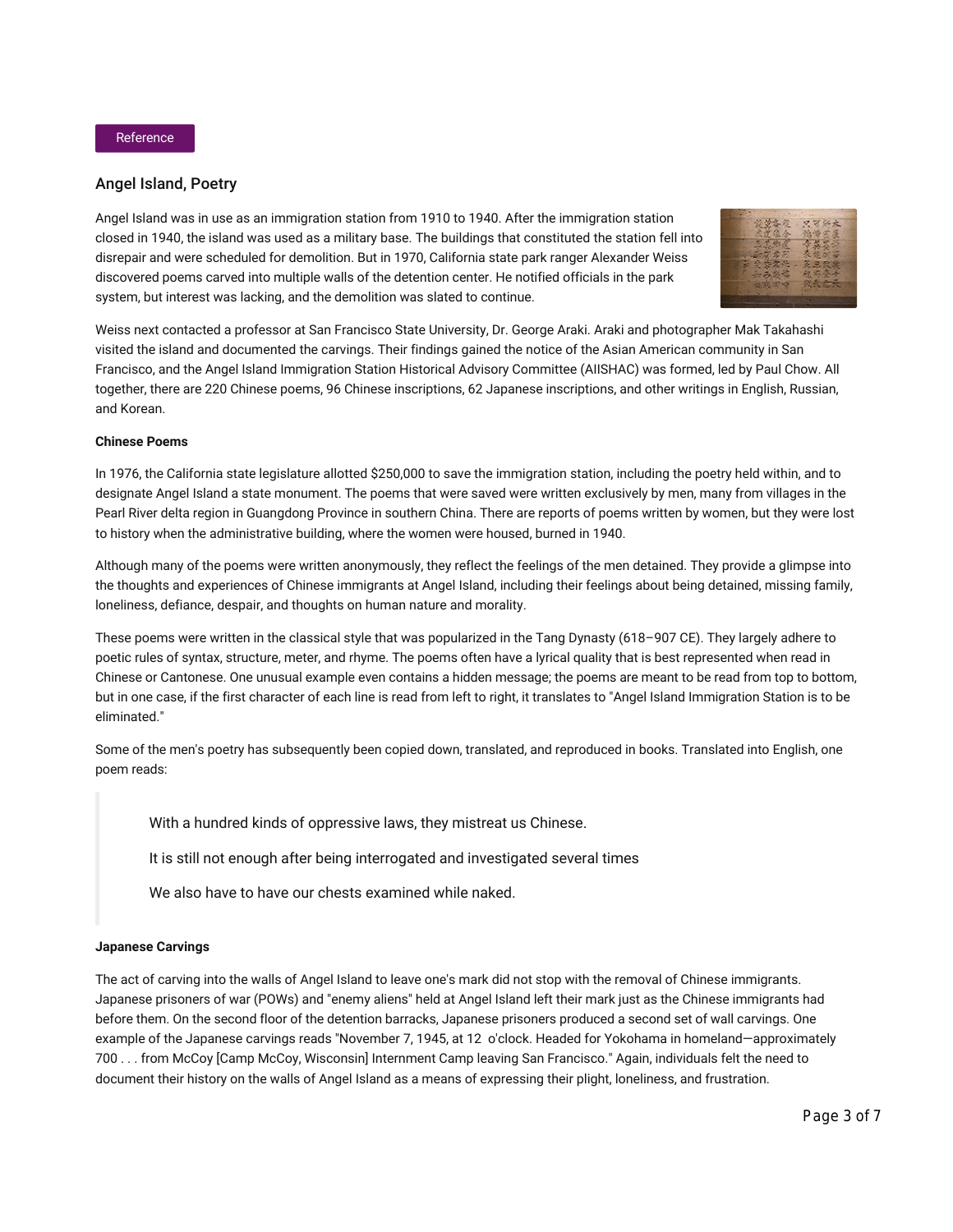Reference

## Angel Island, Poetry

Angel Island was in use as an immigration station from 1910 to 1940. After the immigration station closed in 1940, the island was used as a military base. The buildings that constituted the station fell into disrepair and were scheduled for demolition. But in 1970, California state park ranger Alexander Weiss discovered poems carved into multiple walls of the detention center. He notified officials in the park system, but interest was lacking, and the demolition was slated to continue.

Weiss next contacted a professor at San Francisco State University, Dr. George Araki. Araki and photographer Mak Takahashi visited the island and documented the carvings. Their findings gained the notice of the Asian American community in San Francisco, and the Angel Island Immigration Station Historical Advisory Committee (AIISHAC) was formed, led by Paul Chow. All together, there are 220 Chinese poems, 96 Chinese inscriptions, 62 Japanese inscriptions, and other writings in English, Russian, and Korean.

**Chinese Poems**

In 1976, the California state legislature allotted $250,000 to save the immigration station, including the poetry held within, and to designate Angel Island a state monument. The poems that were saved were written exclusively by men, many from villages in the Pearl River delta region in Guangdong Province in southern China. There are reports of poems written by women, but they were lost to history when the administrative building, where the women were housed, burned in 1940.

Although many of the poems were written anonymously, they reflect the feelings of the men detained. They provide a glimpse into the thoughts and experiences of Chinese immigrants at Angel Island, including their feelings about being detained, missing family, loneliness, defiance, despair, and thoughts on human nature and morality.

These poems were written in the classical style that was popularized in the Tang Dynasty (618–907 CE). They largely adhere to poetic rules of syntax, structure, meter, and rhyme. The poems often have a lyrical quality that is best represented when read in Chinese or Cantonese. One unusual example even contains a hidden message; the poems are meant to be read from top to bottom, but in one case, if the first character of each line is read from left to right, it translates to "Angel Island Immigration Station is to be eliminated."

Some of the men's poetry has subsequently been copied down, translated, and reproduced in books. Translated into English, one poem reads:

> With a hundred kinds of oppressive laws, they mistreat us Chinese.
>
> It is still not enough after being interrogated and investigated several times
>
> We also have to have our chests examined while naked.

**Japanese Carvings**

The act of carving into the walls of Angel Island to leave one's mark did not stop with the removal of Chinese immigrants. Japanese prisoners of war (POWs) and "enemy aliens" held at Angel Island left their mark just as the Chinese immigrants had before them. On the second floor of the detention barracks, Japanese prisoners produced a second set of wall carvings. One example of the Japanese carvings reads "November 7, 1945, at 12 o'clock. Headed for Yokohama in homeland—approximately 700 . . . from McCoy [Camp McCoy, Wisconsin] Internment Camp leaving San Francisco." Again, individuals felt the need to document their history on the walls of Angel Island as a means of expressing their plight, loneliness, and frustration.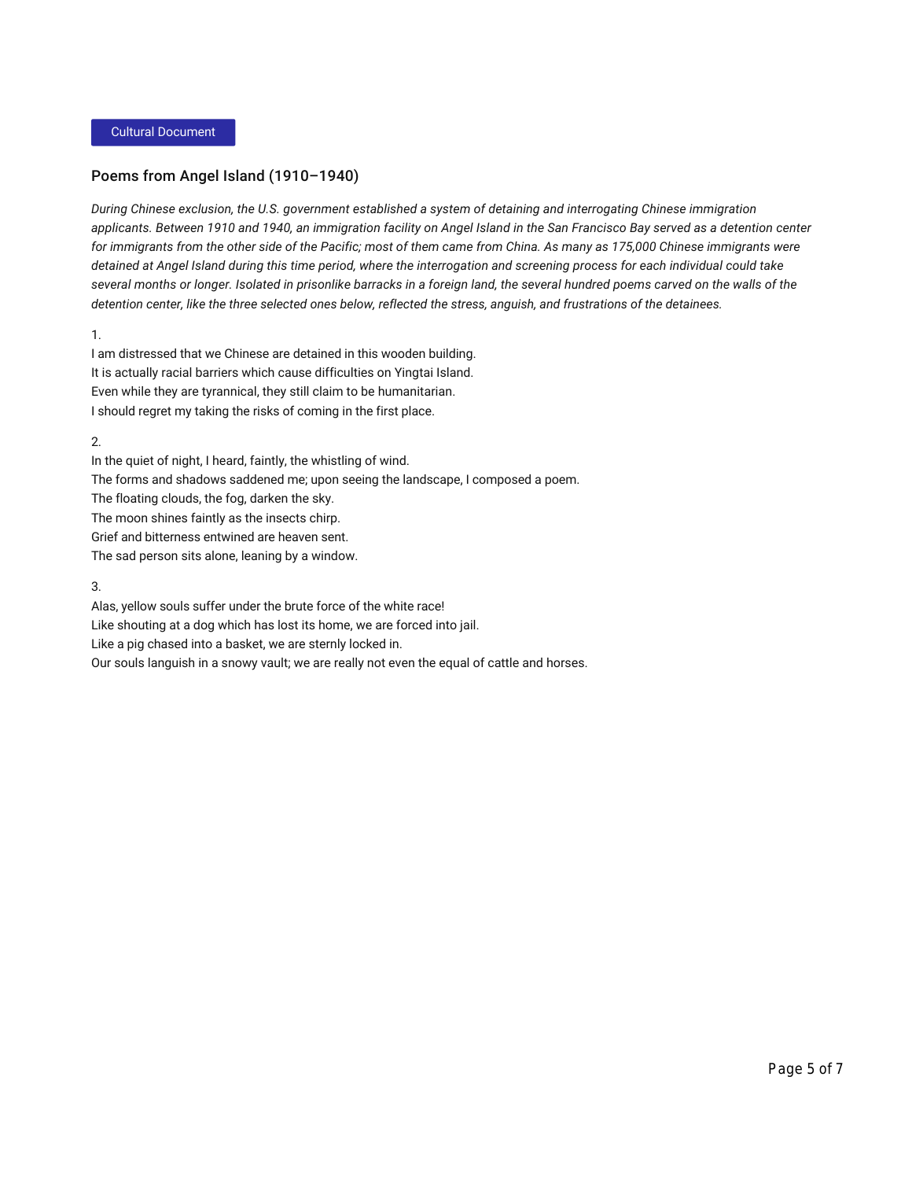Cultural Document

## Poems from Angel Island (1910–1940)

*During Chinese exclusion, the U.S. government established a system of detaining and interrogating Chinese immigration applicants. Between 1910 and 1940, an immigration facility on Angel Island in the San Francisco Bay served as a detention center for immigrants from the other side of the Pacific; most of them came from China. As many as 175,000 Chinese immigrants were detained at Angel Island during this time period, where the interrogation and screening process for each individual could take several months or longer. Isolated in prisonlike barracks in a foreign land, the several hundred poems carved on the walls of the detention center, like the three selected ones below, reflected the stress, anguish, and frustrations of the detainees.*

1.

I am distressed that we Chinese are detained in this wooden building.
It is actually racial barriers which cause difficulties on Yingtai Island.
Even while they are tyrannical, they still claim to be humanitarian.
I should regret my taking the risks of coming in the first place.

2.

In the quiet of night, I heard, faintly, the whistling of wind.
The forms and shadows saddened me; upon seeing the landscape, I composed a poem.
The floating clouds, the fog, darken the sky.
The moon shines faintly as the insects chirp.
Grief and bitterness entwined are heaven sent.
The sad person sits alone, leaning by a window.

3.

Alas, yellow souls suffer under the brute force of the white race!
Like shouting at a dog which has lost its home, we are forced into jail.
Like a pig chased into a basket, we are sternly locked in.
Our souls languish in a snowy vault; we are really not even the equal of cattle and horses.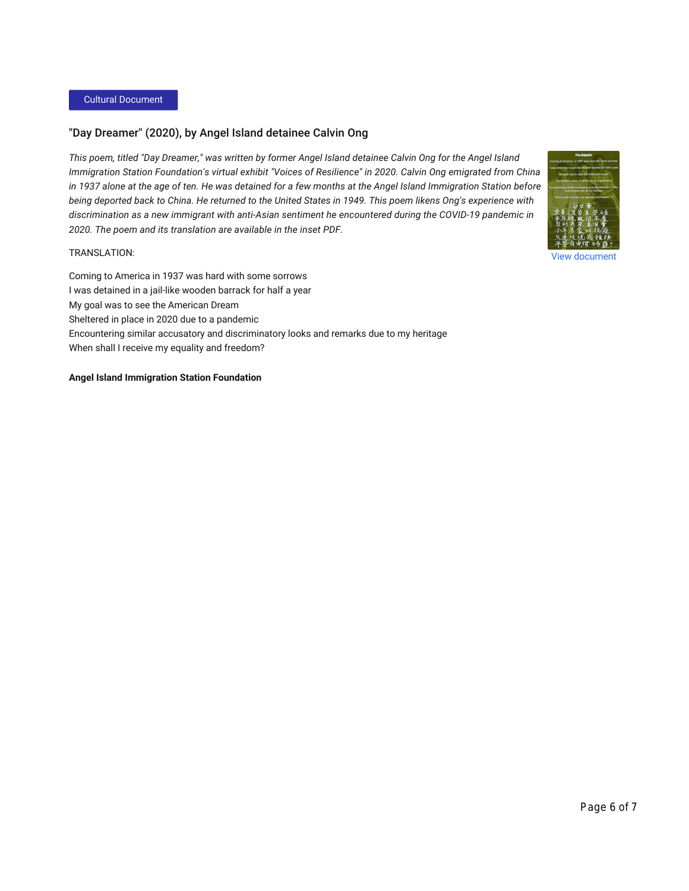Cultural Document

## "Day Dreamer" (2020), by Angel Island detainee Calvin Ong

*This poem, titled "Day Dreamer," was written by former Angel Island detainee Calvin Ong for the Angel Island Immigration Station Foundation's virtual exhibit "Voices of Resilience" in 2020. Calvin Ong emigrated from China in 1937 alone at the age of ten. He was detained for a few months at the Angel Island Immigration Station before being deported back to China. He returned to the United States in 1949. This poem likens Ong's experience with discrimination as a new immigrant with anti-Asian sentiment he encountered during the COVID-19 pandemic in 2020. The poem and its translation are available in the inset PDF.*

View document

TRANSLATION:

Coming to America in 1937 was hard with some sorrows
I was detained in a jail-like wooden barrack for half a year
My goal was to see the American Dream
Sheltered in place in 2020 due to a pandemic
Encountering similar accusatory and discriminatory looks and remarks due to my heritage
When shall I receive my equality and freedom?

**Angel Island Immigration Station Foundation**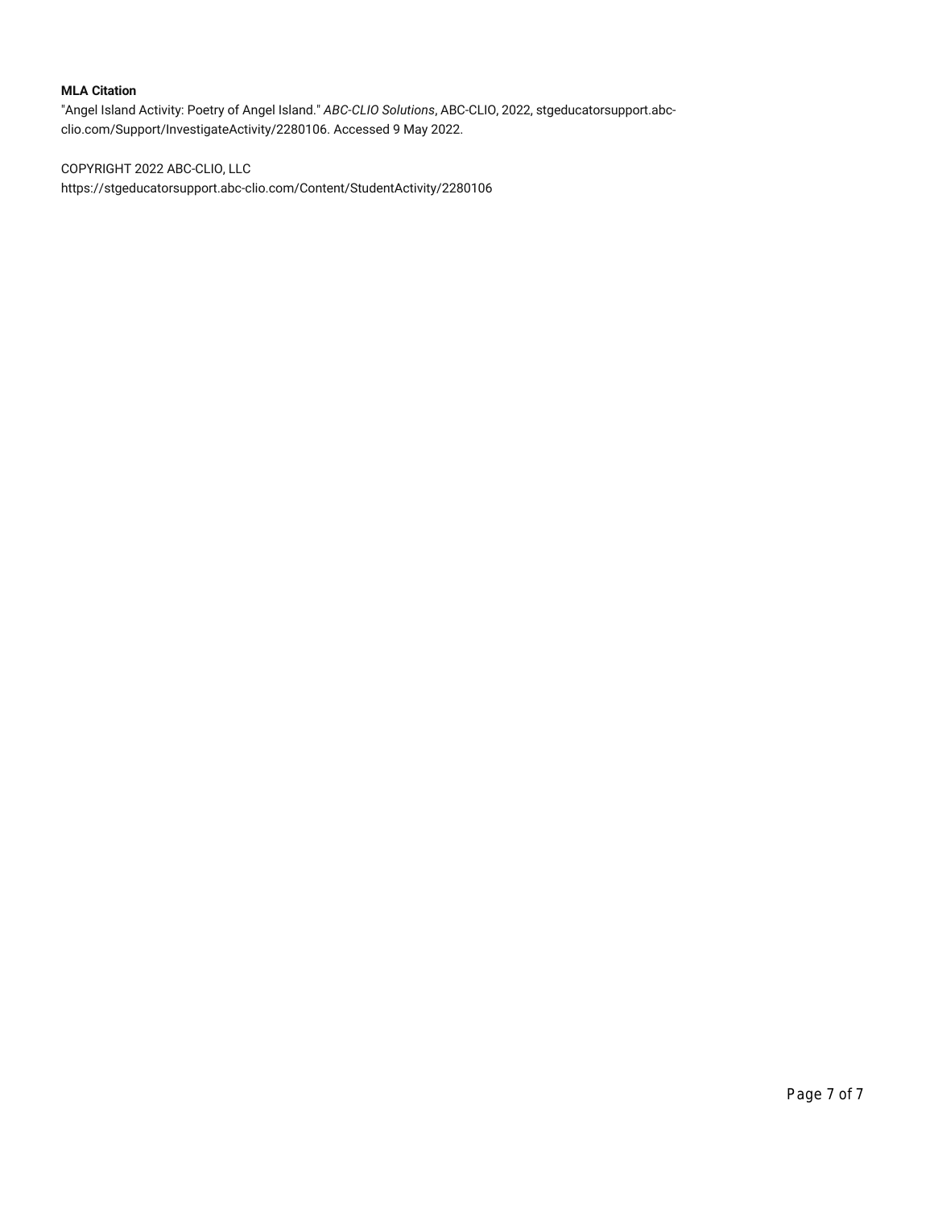**MLA Citation**

"Angel Island Activity: Poetry of Angel Island." *ABC-CLIO Solutions*, ABC-CLIO, 2022, stgeducatorsupport.abc-clio.com/Support/InvestigateActivity/2280106. Accessed 9 May 2022.

COPYRIGHT 2022 ABC-CLIO, LLC
https://stgeducatorsupport.abc-clio.com/Content/StudentActivity/2280106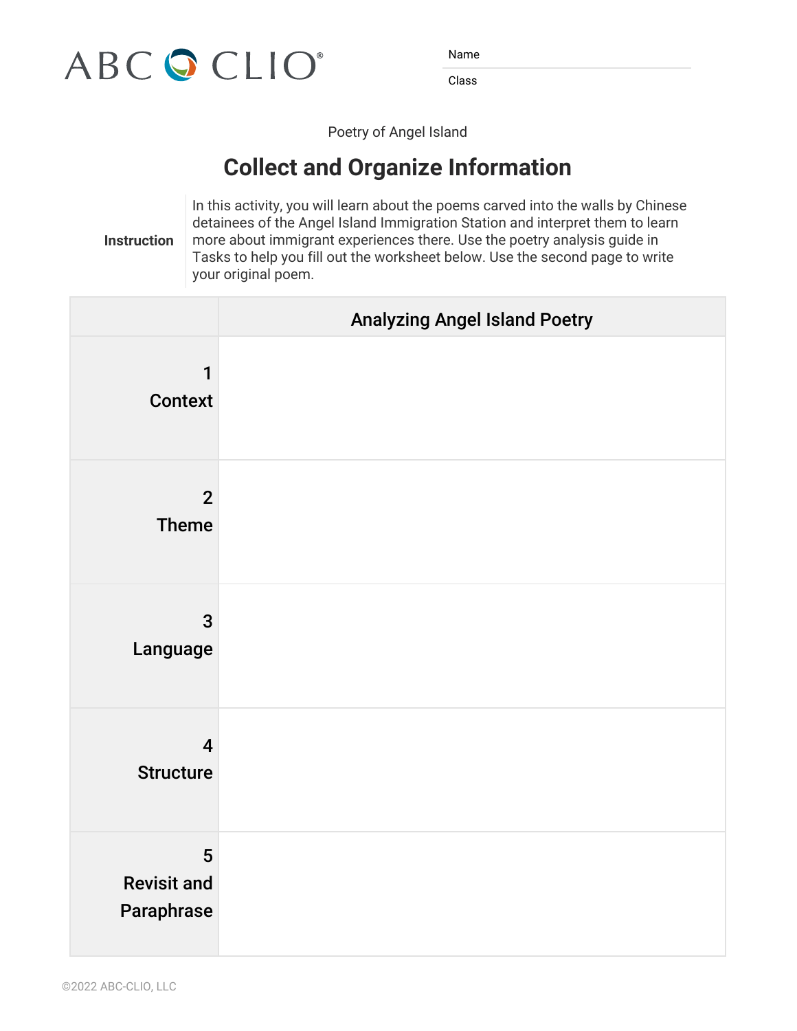ABC CLIO

Name

Class

Poetry of Angel Island

# Collect and Organize Information

**Instruction** In this activity, you will learn about the poems carved into the walls by Chinese detainees of the Angel Island Immigration Station and interpret them to learn more about immigrant experiences there. Use the poetry analysis guide in Tasks to help you fill out the worksheet below. Use the second page to write your original poem.

| | Analyzing Angel Island Poetry |
|---|---|
| **1 Context** | |
| **2 Theme** | |
| **3 Language** | |
| **4 Structure** | |
| **5 Revisit and Paraphrase** | |

©2022 ABC-CLIO, LLC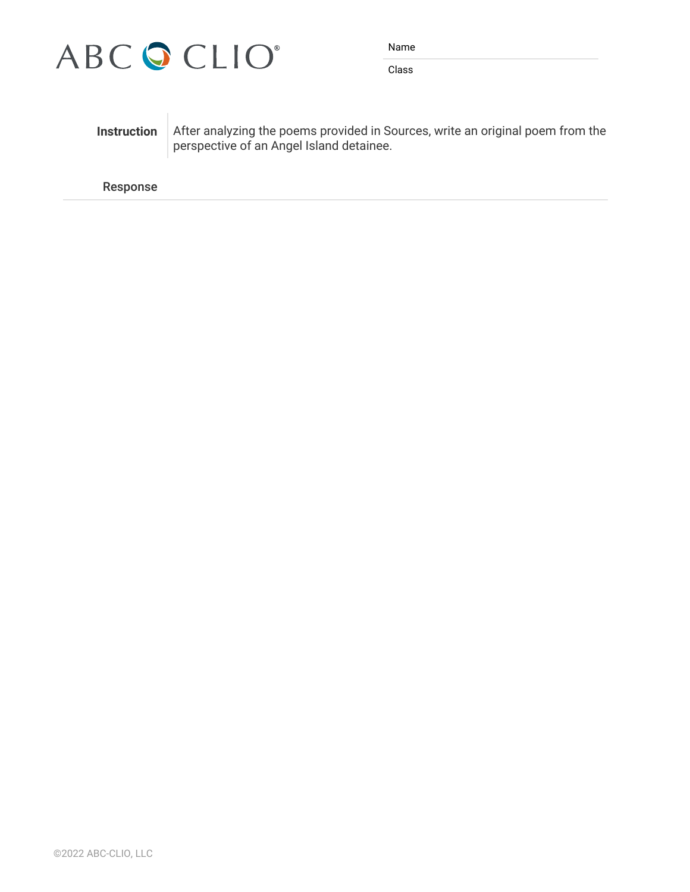Name

Class

**Instruction** After analyzing the poems provided in Sources, write an original poem from the perspective of an Angel Island detainee.

**Response**

©2022 ABC-CLIO, LLC